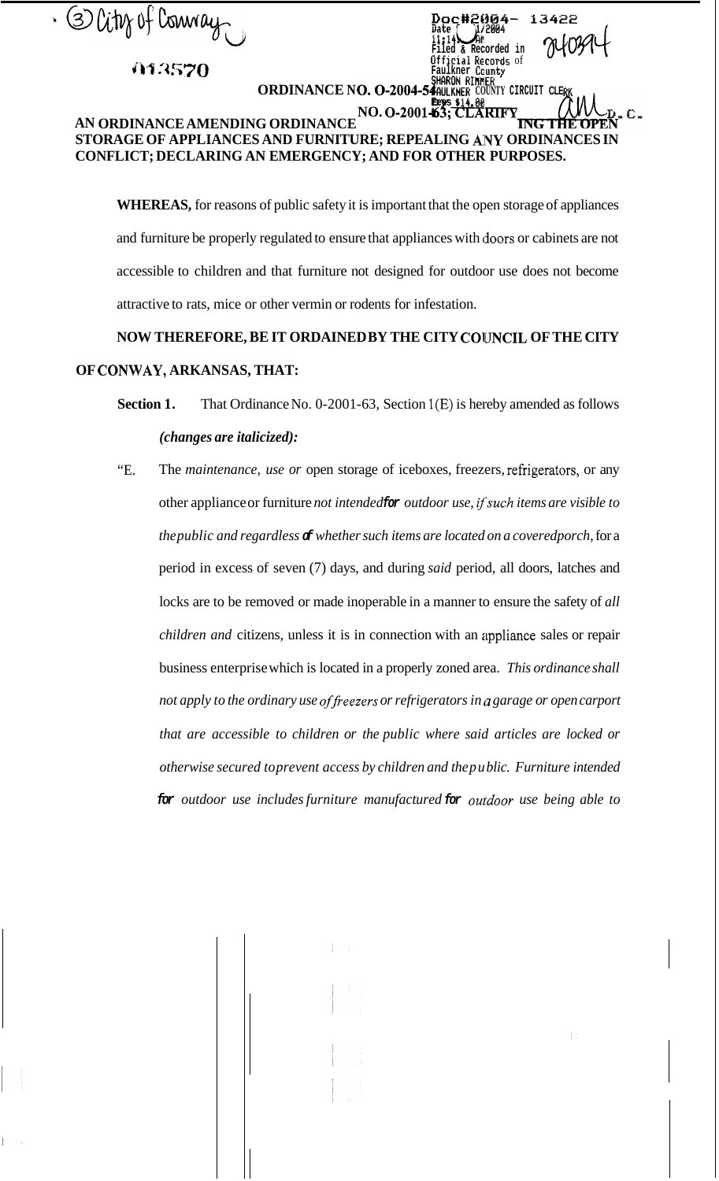③ City of Conway

013570

Doc#2004- 13422
Date [ ]1/2004
11:14[ ]AM
Filed & Recorded in
Official Records of
Faulkner County
SHARON RIMMER
FAULKNER COUNTY CIRCUIT CLERK
Fees $14.00

240394

**ORDINANCE NO. O-2004-54**

**AN ORDINANCE AMENDING ORDINANCE NO. O-2001-63; CLARIFYING THE OPEN STORAGE OF APPLIANCES AND FURNITURE; REPEALING ANY ORDINANCES IN CONFLICT; DECLARING AN EMERGENCY; AND FOR OTHER PURPOSES.**

**WHEREAS,** for reasons of public safety it is important that the open storage of appliances and furniture be properly regulated to ensure that appliances with doors or cabinets are not accessible to children and that furniture not designed for outdoor use does not become attractive to rats, mice or other vermin or rodents for infestation.

**NOW THEREFORE, BE IT ORDAINED BY THE CITY COUNCIL OF THE CITY OF CONWAY, ARKANSAS, THAT:**

**Section 1.** That Ordinance No. 0-2001-63, Section 1(E) is hereby amended as follows ***(changes are italicized):***

"E. The *maintenance, use or* open storage of iceboxes, freezers, refrigerators, or any other appliance or furniture *not intended for outdoor use, if such items are visible to the public and regardless of whether such items are located on a covered porch,* for a period in excess of seven (7) days, and during *said* period, all doors, latches and locks are to be removed or made inoperable in a manner to ensure the safety of *all children and* citizens, unless it is in connection with an appliance sales or repair business enterprise which is located in a properly zoned area. *This ordinance shall not apply to the ordinary use of freezers or refrigerators in a garage or open carport that are accessible to children or the public where said articles are locked or otherwise secured to prevent access by children and the public. Furniture intended for outdoor use includes furniture manufactured for outdoor use being able to*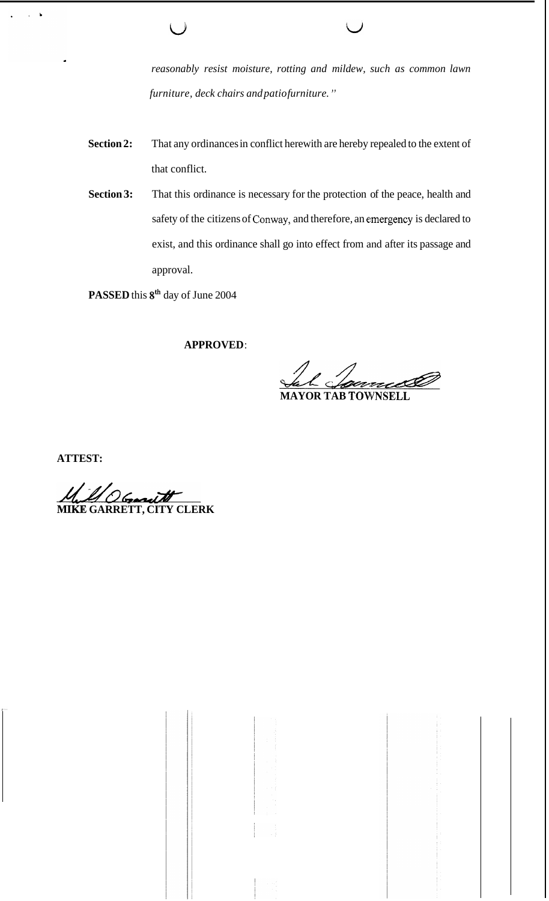*reasonably resist moisture, rotting and mildew, such as common lawn furniture, deck chairs and patio furniture."*

**Section 2:** That any ordinances in conflict herewith are hereby repealed to the extent of that conflict.

**Section 3:** That this ordinance is necessary for the protection of the peace, health and safety of the citizens of Conway, and therefore, an emergency is declared to exist, and this ordinance shall go into effect from and after its passage and approval.

**PASSED** this **8th** day of June 2004

**APPROVED**:

**MAYOR TAB TOWNSELL**

**ATTEST:**

**MIKE GARRETT, CITY CLERK**